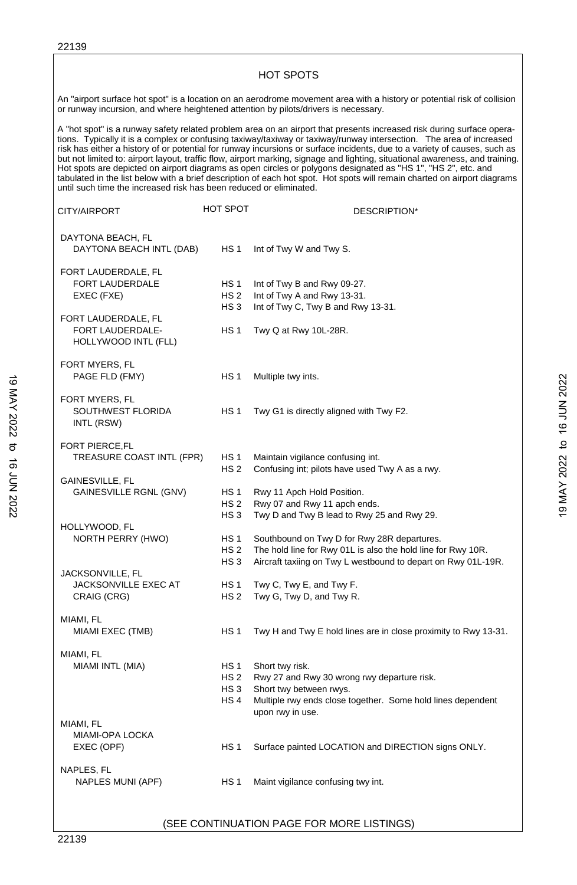# HOT SPOTS

An "airport surface hot spot" is a location on an aerodrome movement area with a history or potential risk of collision or runway incursion, and where heightened attention by pilots/drivers is necessary.

A "hot spot" is a runway safety related problem area on an airport that presents increased risk during surface operations. Typically it is a complex or confusing taxiway/taxiway or taxiway/runway intersection. The area of increased risk has either a history of or potential for runway incursions or surface incidents, due to a variety of causes, such as but not limited to: airport layout, traffic flow, airport marking, signage and lighting, situational awareness, and training. Hot spots are depicted on airport diagrams as open circles or polygons designated as "HS 1", "HS 2", etc. and tabulated in the list below with a brief description of each hot spot. Hot spots will remain charted on airport diagrams until such time the increased risk has been reduced or eliminated.

| CITY/AIRPORT | HOT SPOT | DESCRIPTION* |
|---|---|---|
| DAYTONA BEACH, FL<br>DAYTONA BEACH INTL (DAB) | HS 1 | Int of Twy W and Twy S. |
| FORT LAUDERDALE, FL<br>FORT LAUDERDALE EXEC (FXE) | HS 1 | Int of Twy B and Rwy 09-27. |
| | HS 2 | Int of Twy A and Rwy 13-31. |
| | HS 3 | Int of Twy C, Twy B and Rwy 13-31. |
| FORT LAUDERDALE, FL<br>FORT LAUDERDALE-HOLLYWOOD INTL (FLL) | HS 1 | Twy Q at Rwy 10L-28R. |
| FORT MYERS, FL<br>PAGE FLD (FMY) | HS 1 | Multiple twy ints. |
| FORT MYERS, FL<br>SOUTHWEST FLORIDA INTL (RSW) | HS 1 | Twy G1 is directly aligned with Twy F2. |
| FORT PIERCE,FL<br>TREASURE COAST INTL (FPR) | HS 1 | Maintain vigilance confusing int. |
| | HS 2 | Confusing int; pilots have used Twy A as a rwy. |
| GAINESVILLE, FL<br>GAINESVILLE RGNL (GNV) | HS 1 | Rwy 11 Apch Hold Position. |
| | HS 2 | Rwy 07 and Rwy 11 apch ends. |
| | HS 3 | Twy D and Twy B lead to Rwy 25 and Rwy 29. |
| HOLLYWOOD, FL<br>NORTH PERRY (HWO) | HS 1 | Southbound on Twy D for Rwy 28R departures. |
| | HS 2 | The hold line for Rwy 01L is also the hold line for Rwy 10R. |
| | HS 3 | Aircraft taxiing on Twy L westbound to depart on Rwy 01L-19R. |
| JACKSONVILLE, FL<br>JACKSONVILLE EXEC AT CRAIG (CRG) | HS 1 | Twy C, Twy E, and Twy F. |
| | HS 2 | Twy G, Twy D, and Twy R. |
| MIAMI, FL<br>MIAMI EXEC (TMB) | HS 1 | Twy H and Twy E hold lines are in close proximity to Rwy 13-31. |
| MIAMI, FL<br>MIAMI INTL (MIA) | HS 1 | Short twy risk. |
| | HS 2 | Rwy 27 and Rwy 30 wrong rwy departure risk. |
| | HS 3 | Short twy between rwys. |
| | HS 4 | Multiple rwy ends close together. Some hold lines dependent upon rwy in use. |
| MIAMI, FL<br>MIAMI-OPA LOCKA EXEC (OPF) | HS 1 | Surface painted LOCATION and DIRECTION signs ONLY. |
| NAPLES, FL<br>NAPLES MUNI (APF) | HS 1 | Maint vigilance confusing twy int. |

(SEE CONTINUATION PAGE FOR MORE LISTINGS)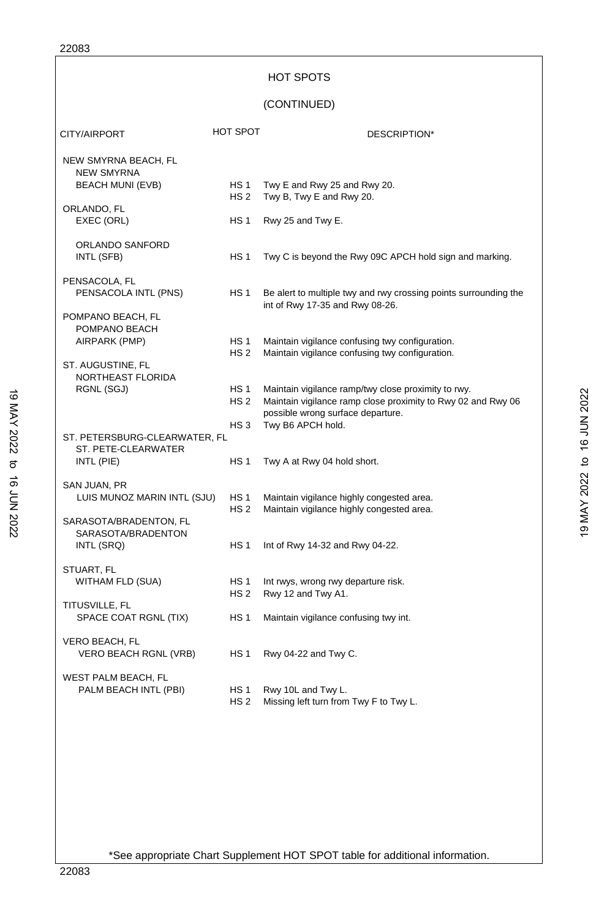# HOT SPOTS

## (CONTINUED)

| CITY/AIRPORT | HOT SPOT | DESCRIPTION* |
|---|---|---|
| NEW SMYRNA BEACH, FL NEW SMYRNA BEACH MUNI (EVB) | HS 1 | Twy E and Rwy 25 and Rwy 20. |
| | HS 2 | Twy B, Twy E and Rwy 20. |
| ORLANDO, FL EXEC (ORL) | HS 1 | Rwy 25 and Twy E. |
| ORLANDO SANFORD INTL (SFB) | HS 1 | Twy C is beyond the Rwy 09C APCH hold sign and marking. |
| PENSACOLA, FL PENSACOLA INTL (PNS) | HS 1 | Be alert to multiple twy and rwy crossing points surrounding the int of Rwy 17-35 and Rwy 08-26. |
| POMPANO BEACH, FL POMPANO BEACH AIRPARK (PMP) | HS 1 | Maintain vigilance confusing twy configuration. |
| | HS 2 | Maintain vigilance confusing twy configuration. |
| ST. AUGUSTINE, FL NORTHEAST FLORIDA RGNL (SGJ) | HS 1 | Maintain vigilance ramp/twy close proximity to rwy. |
| | HS 2 | Maintain vigilance ramp close proximity to Rwy 02 and Rwy 06 possible wrong surface departure. |
| | HS 3 | Twy B6 APCH hold. |
| ST. PETERSBURG-CLEARWATER, FL ST. PETE-CLEARWATER INTL (PIE) | HS 1 | Twy A at Rwy 04 hold short. |
| SAN JUAN, PR LUIS MUNOZ MARIN INTL (SJU) | HS 1 | Maintain vigilance highly congested area. |
| | HS 2 | Maintain vigilance highly congested area. |
| SARASOTA/BRADENTON, FL SARASOTA/BRADENTON INTL (SRQ) | HS 1 | Int of Rwy 14-32 and Rwy 04-22. |
| STUART, FL WITHAM FLD (SUA) | HS 1 | Int rwys, wrong rwy departure risk. |
| | HS 2 | Rwy 12 and Twy A1. |
| TITUSVILLE, FL SPACE COAT RGNL (TIX) | HS 1 | Maintain vigilance confusing twy int. |
| VERO BEACH, FL VERO BEACH RGNL (VRB) | HS 1 | Rwy 04-22 and Twy C. |
| WEST PALM BEACH, FL PALM BEACH INTL (PBI) | HS 1 | Rwy 10L and Twy L. |
| | HS 2 | Missing left turn from Twy F to Twy L. |

*See appropriate Chart Supplement HOT SPOT table for additional information.